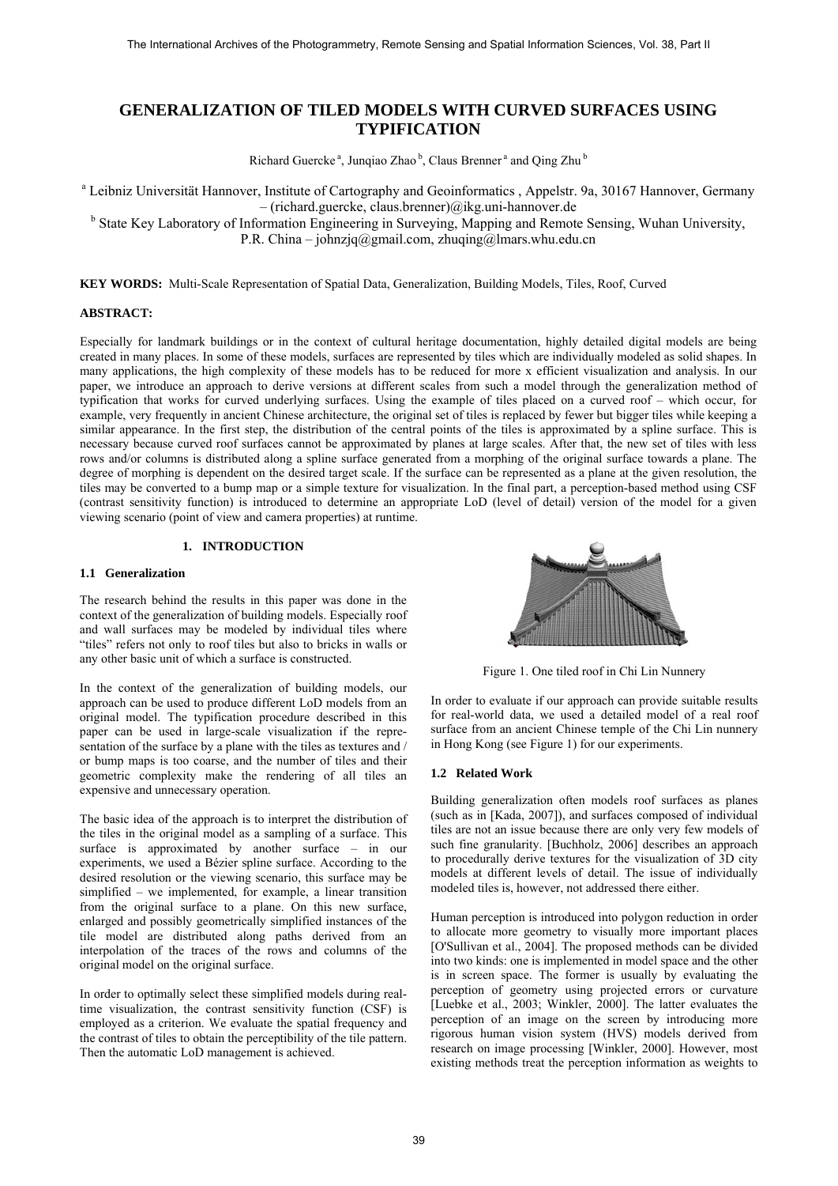# GENERALIZATION OF TILED MODELS WITH CURVED SURFACES USING TYPIFICATION

Richard Guercke [a], Junqiao Zhao [b], Claus Brenner [a] and Qing Zhu [b]

[a] Leibniz Universität Hannover, Institute of Cartography and Geoinformatics , Appelstr. 9a, 30167 Hannover, Germany – (richard.guercke, claus.brenner)@ikg.uni-hannover.de

[b] State Key Laboratory of Information Engineering in Surveying, Mapping and Remote Sensing, Wuhan University, P.R. China – johnzjq@gmail.com, zhuqing@lmars.whu.edu.cn

**KEY WORDS:** Multi-Scale Representation of Spatial Data, Generalization, Building Models, Tiles, Roof, Curved

**ABSTRACT:**

Especially for landmark buildings or in the context of cultural heritage documentation, highly detailed digital models are being created in many places. In some of these models, surfaces are represented by tiles which are individually modeled as solid shapes. In many applications, the high complexity of these models has to be reduced for more x efficient visualization and analysis. In our paper, we introduce an approach to derive versions at different scales from such a model through the generalization method of typification that works for curved underlying surfaces. Using the example of tiles placed on a curved roof – which occur, for example, very frequently in ancient Chinese architecture, the original set of tiles is replaced by fewer but bigger tiles while keeping a similar appearance. In the first step, the distribution of the central points of the tiles is approximated by a spline surface. This is necessary because curved roof surfaces cannot be approximated by planes at large scales. After that, the new set of tiles with less rows and/or columns is distributed along a spline surface generated from a morphing of the original surface towards a plane. The degree of morphing is dependent on the desired target scale. If the surface can be represented as a plane at the given resolution, the tiles may be converted to a bump map or a simple texture for visualization. In the final part, a perception-based method using CSF (contrast sensitivity function) is introduced to determine an appropriate LoD (level of detail) version of the model for a given viewing scenario (point of view and camera properties) at runtime.

## 1. INTRODUCTION

### 1.1 Generalization

The research behind the results in this paper was done in the context of the generalization of building models. Especially roof and wall surfaces may be modeled by individual tiles where "tiles" refers not only to roof tiles but also to bricks in walls or any other basic unit of which a surface is constructed.

In the context of the generalization of building models, our approach can be used to produce different LoD models from an original model. The typification procedure described in this paper can be used in large-scale visualization if the representation of the surface by a plane with the tiles as textures and / or bump maps is too coarse, and the number of tiles and their geometric complexity make the rendering of all tiles an expensive and unnecessary operation.

The basic idea of the approach is to interpret the distribution of the tiles in the original model as a sampling of a surface. This surface is approximated by another surface – in our experiments, we used a Bézier spline surface. According to the desired resolution or the viewing scenario, this surface may be simplified – we implemented, for example, a linear transition from the original surface to a plane. On this new surface, enlarged and possibly geometrically simplified instances of the tile model are distributed along paths derived from an interpolation of the traces of the rows and columns of the original model on the original surface.

In order to optimally select these simplified models during real-time visualization, the contrast sensitivity function (CSF) is employed as a criterion. We evaluate the spatial frequency and the contrast of tiles to obtain the perceptibility of the tile pattern. Then the automatic LoD management is achieved.

Figure 1. One tiled roof in Chi Lin Nunnery

In order to evaluate if our approach can provide suitable results for real-world data, we used a detailed model of a real roof surface from an ancient Chinese temple of the Chi Lin nunnery in Hong Kong (see Figure 1) for our experiments.

### 1.2 Related Work

Building generalization often models roof surfaces as planes (such as in [Kada, 2007]), and surfaces composed of individual tiles are not an issue because there are only very few models of such fine granularity. [Buchholz, 2006] describes an approach to procedurally derive textures for the visualization of 3D city models at different levels of detail. The issue of individually modeled tiles is, however, not addressed there either.

Human perception is introduced into polygon reduction in order to allocate more geometry to visually more important places [O'Sullivan et al., 2004]. The proposed methods can be divided into two kinds: one is implemented in model space and the other is in screen space. The former is usually by evaluating the perception of geometry using projected errors or curvature [Luebke et al., 2003; Winkler, 2000]. The latter evaluates the perception of an image on the screen by introducing more rigorous human vision system (HVS) models derived from research on image processing [Winkler, 2000]. However, most existing methods treat the perception information as weights to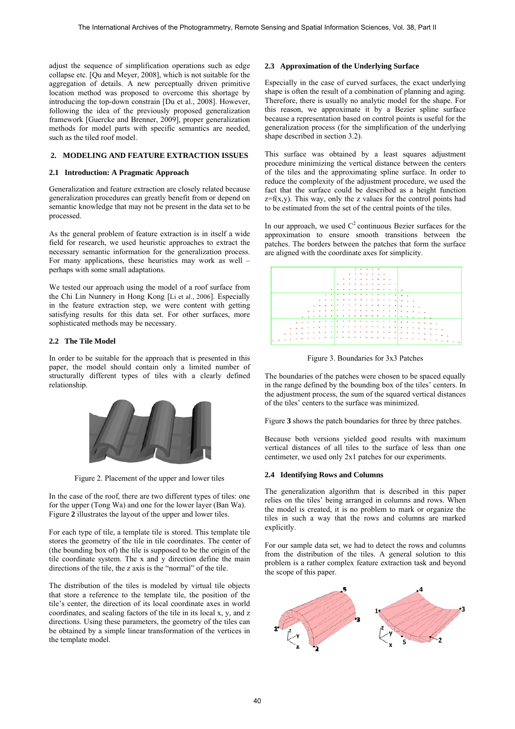adjust the sequence of simplification operations such as edge collapse etc. [Qu and Meyer, 2008], which is not suitable for the aggregation of details. A new perceptually driven primitive location method was proposed to overcome this shortage by introducing the top-down constrain [Du et al., 2008]. However, following the idea of the previously proposed generalization framework [Guercke and Brenner, 2009], proper generalization methods for model parts with specific semantics are needed, such as the tiled roof model.

## 2. MODELING AND FEATURE EXTRACTION ISSUES

### 2.1 Introduction: A Pragmatic Approach

Generalization and feature extraction are closely related because generalization procedures can greatly benefit from or depend on semantic knowledge that may not be present in the data set to be processed.

As the general problem of feature extraction is in itself a wide field for research, we used heuristic approaches to extract the necessary semantic information for the generalization process. For many applications, these heuristics may work as well – perhaps with some small adaptations.

We tested our approach using the model of a roof surface from the Chi Lin Nunnery in Hong Kong [Li et al., 2006]. Especially in the feature extraction step, we were content with getting satisfying results for this data set. For other surfaces, more sophisticated methods may be necessary.

### 2.2 The Tile Model

In order to be suitable for the approach that is presented in this paper, the model should contain only a limited number of structurally different types of tiles with a clearly defined relationship.

Figure 2. Placement of the upper and lower tiles

In the case of the roof, there are two different types of tiles: one for the upper (Tong Wa) and one for the lower layer (Ban Wa). Figure **2** illustrates the layout of the upper and lower tiles.

For each type of tile, a template tile is stored. This template tile stores the geometry of the tile in tile coordinates. The center of (the bounding box of) the tile is supposed to be the origin of the tile coordinate system. The x and y direction define the main directions of the tile, the z axis is the "normal" of the tile.

The distribution of the tiles is modeled by virtual tile objects that store a reference to the template tile, the position of the tile's center, the direction of its local coordinate axes in world coordinates, and scaling factors of the tile in its local x, y, and z directions. Using these parameters, the geometry of the tiles can be obtained by a simple linear transformation of the vertices in the template model.

### 2.3 Approximation of the Underlying Surface

Especially in the case of curved surfaces, the exact underlying shape is often the result of a combination of planning and aging. Therefore, there is usually no analytic model for the shape. For this reason, we approximate it by a Bezier spline surface because a representation based on control points is useful for the generalization process (for the simplification of the underlying shape described in section 3.2).

This surface was obtained by a least squares adjustment procedure minimizing the vertical distance between the centers of the tiles and the approximating spline surface. In order to reduce the complexity of the adjustment procedure, we used the fact that the surface could be described as a height function $z=f(x,y)$. This way, only the z values for the control points had to be estimated from the set of the central points of the tiles.

In our approach, we used $C^2$ continuous Bezier surfaces for the approximation to ensure smooth transitions between the patches. The borders between the patches that form the surface are aligned with the coordinate axes for simplicity.

Figure 3. Boundaries for 3x3 Patches

The boundaries of the patches were chosen to be spaced equally in the range defined by the bounding box of the tiles' centers. In the adjustment process, the sum of the squared vertical distances of the tiles' centers to the surface was minimized.

Figure **3** shows the patch boundaries for three by three patches.

Because both versions yielded good results with maximum vertical distances of all tiles to the surface of less than one centimeter, we used only 2x1 patches for our experiments.

### 2.4 Identifying Rows and Columns

The generalization algorithm that is described in this paper relies on the tiles' being arranged in columns and rows. When the model is created, it is no problem to mark or organize the tiles in such a way that the rows and columns are marked explicitly.

For our sample data set, we had to detect the rows and columns from the distribution of the tiles. A general solution to this problem is a rather complex feature extraction task and beyond the scope of this paper.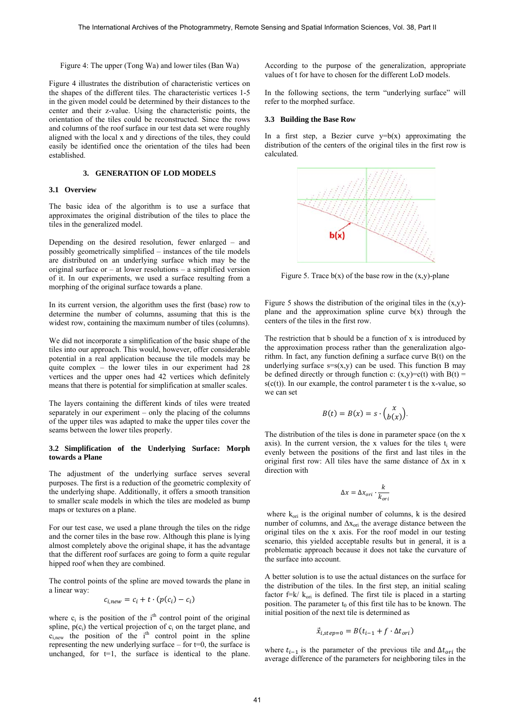Figure 4: The upper (Tong Wa) and lower tiles (Ban Wa)

Figure 4 illustrates the distribution of characteristic vertices on the shapes of the different tiles. The characteristic vertices 1-5 in the given model could be determined by their distances to the center and their z-value. Using the characteristic points, the orientation of the tiles could be reconstructed. Since the rows and columns of the roof surface in our test data set were roughly aligned with the local x and y directions of the tiles, they could easily be identified once the orientation of the tiles had been established.

## 3. GENERATION OF LOD MODELS

### 3.1 Overview

The basic idea of the algorithm is to use a surface that approximates the original distribution of the tiles to place the tiles in the generalized model.

Depending on the desired resolution, fewer enlarged – and possibly geometrically simplified – instances of the tile models are distributed on an underlying surface which may be the original surface or – at lower resolutions – a simplified version of it. In our experiments, we used a surface resulting from a morphing of the original surface towards a plane.

In its current version, the algorithm uses the first (base) row to determine the number of columns, assuming that this is the widest row, containing the maximum number of tiles (columns).

We did not incorporate a simplification of the basic shape of the tiles into our approach. This would, however, offer considerable potential in a real application because the tile models may be quite complex – the lower tiles in our experiment had 28 vertices and the upper ones had 42 vertices which definitely means that there is potential for simplification at smaller scales.

The layers containing the different kinds of tiles were treated separately in our experiment – only the placing of the columns of the upper tiles was adapted to make the upper tiles cover the seams between the lower tiles properly.

### 3.2 Simplification of the Underlying Surface: Morph towards a Plane

The adjustment of the underlying surface serves several purposes. The first is a reduction of the geometric complexity of the underlying shape. Additionally, it offers a smooth transition to smaller scale models in which the tiles are modeled as bump maps or textures on a plane.

For our test case, we used a plane through the tiles on the ridge and the corner tiles in the base row. Although this plane is lying almost completely above the original shape, it has the advantage that the different roof surfaces are going to form a quite regular hipped roof when they are combined.

The control points of the spline are moved towards the plane in a linear way:

$$c_{i,new} = c_i + t \cdot (p(c_i) - c_i)$$

where $c_i$ is the position of the $i^{th}$ control point of the original spline, $p(c_i)$ the vertical projection of $c_i$ on the target plane, and $c_{i,new}$ the position of the $i^{th}$ control point in the spline representing the new underlying surface – for t=0, the surface is unchanged, for t=1, the surface is identical to the plane. According to the purpose of the generalization, appropriate values of t for have to chosen for the different LoD models.

In the following sections, the term "underlying surface" will refer to the morphed surface.

### 3.3 Building the Base Row

In a first step, a Bezier curve y=b(x) approximating the distribution of the centers of the original tiles in the first row is calculated.

Figure 5. Trace b(x) of the base row in the (x,y)-plane

Figure 5 shows the distribution of the original tiles in the (x,y)-plane and the approximation spline curve b(x) through the centers of the tiles in the first row.

The restriction that b should be a function of x is introduced by the approximation process rather than the generalization algorithm. In fact, any function defining a surface curve B(t) on the underlying surface s=s(x,y) can be used. This function B may be defined directly or through function c: (x,y)=c(t) with B(t) = s(c(t)). In our example, the control parameter t is the x-value, so we can set

$$B(t) = B(x) = s \cdot \binom{x}{b(x)}.$$

The distribution of the tiles is done in parameter space (on the x axis). In the current version, the x values for the tiles $t_i$ were evenly between the positions of the first and last tiles in the original first row: All tiles have the same distance of Δx in x direction with

$$\Delta x = \Delta x_{ori} \cdot \frac{k}{k_{ori}}$$

where $k_{ori}$ is the original number of columns, k is the desired number of columns, and $\Delta x_{ori}$ the average distance between the original tiles on the x axis. For the roof model in our testing scenario, this yielded acceptable results but in general, it is a problematic approach because it does not take the curvature of the surface into account.

A better solution is to use the actual distances on the surface for the distribution of the tiles. In the first step, an initial scaling factor $f=k/k_{ori}$ is defined. The first tile is placed in a starting position. The parameter $t_0$ of this first tile has to be known. The initial position of the next tile is determined as

$$\vec{x}_{i,step=0} = B(t_{i-1} + f \cdot \Delta t_{ori})$$

where $t_{i-1}$ is the parameter of the previous tile and $\Delta t_{ori}$ the average difference of the parameters for neighboring tiles in the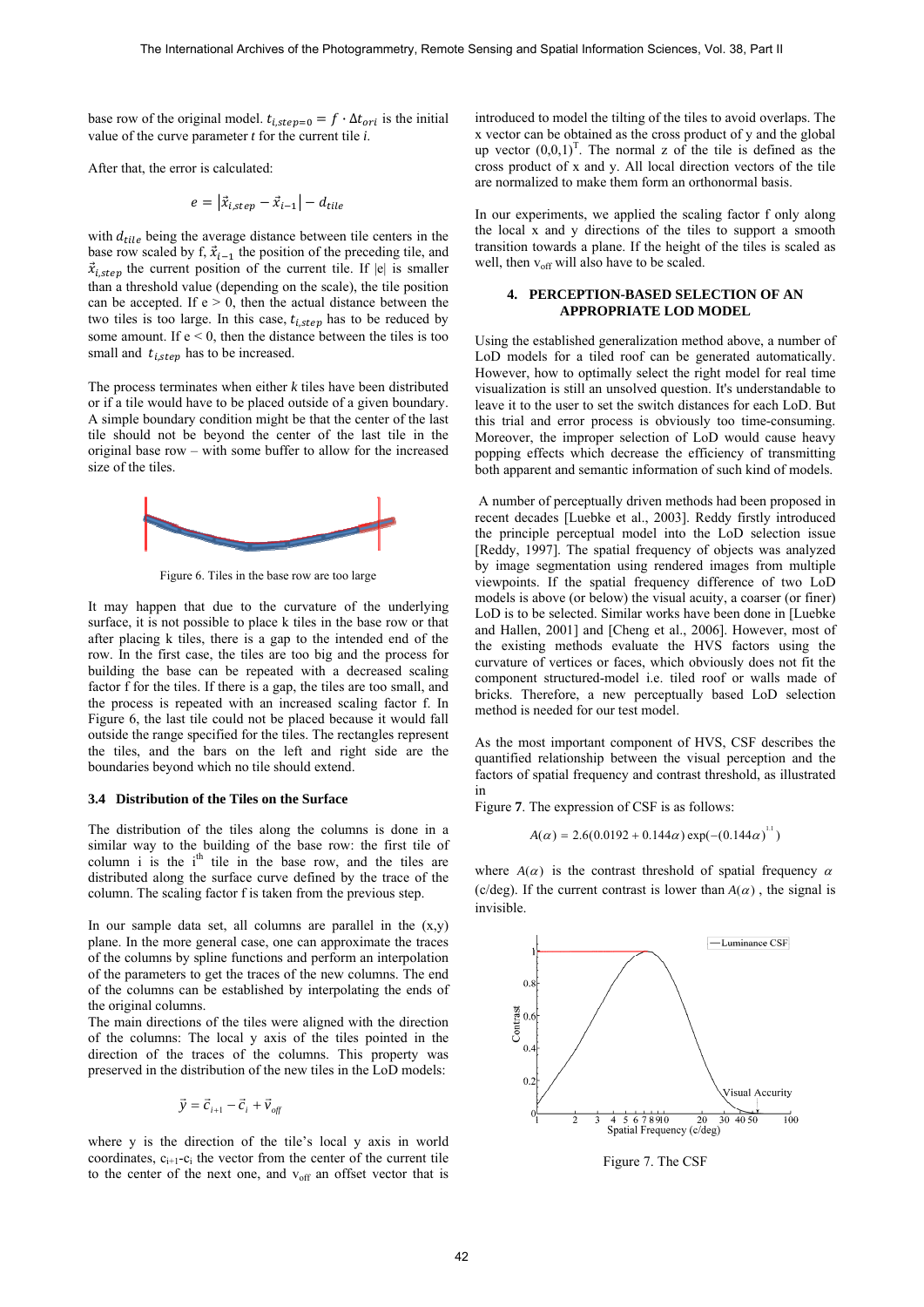base row of the original model. $t_{i,step=0} = f \cdot \Delta t_{ori}$ is the initial value of the curve parameter *t* for the current tile *i*.

After that, the error is calculated:

$$e = |\vec{x}_{i,step} - \vec{x}_{i-1}| - d_{tile}$$

with $d_{tile}$ being the average distance between tile centers in the base row scaled by f, $\vec{x}_{i-1}$ the position of the preceding tile, and $\vec{x}_{i,step}$ the current position of the current tile. If |e| is smaller than a threshold value (depending on the scale), the tile position can be accepted. If e > 0, then the actual distance between the two tiles is too large. In this case, $t_{i,step}$ has to be reduced by some amount. If e < 0, then the distance between the tiles is too small and $t_{i,step}$ has to be increased.

The process terminates when either *k* tiles have been distributed or if a tile would have to be placed outside of a given boundary. A simple boundary condition might be that the center of the last tile should not be beyond the center of the last tile in the original base row – with some buffer to allow for the increased size of the tiles.

Figure 6. Tiles in the base row are too large

It may happen that due to the curvature of the underlying surface, it is not possible to place k tiles in the base row or that after placing k tiles, there is a gap to the intended end of the row. In the first case, the tiles are too big and the process for building the base can be repeated with a decreased scaling factor f for the tiles. If there is a gap, the tiles are too small, and the process is repeated with an increased scaling factor f. In Figure 6, the last tile could not be placed because it would fall outside the range specified for the tiles. The rectangles represent the tiles, and the bars on the left and right side are the boundaries beyond which no tile should extend.

### 3.4 Distribution of the Tiles on the Surface

The distribution of the tiles along the columns is done in a similar way to the building of the base row: the first tile of column i is the i[th] tile in the base row, and the tiles are distributed along the surface curve defined by the trace of the column. The scaling factor f is taken from the previous step.

In our sample data set, all columns are parallel in the (x,y) plane. In the more general case, one can approximate the traces of the columns by spline functions and perform an interpolation of the parameters to get the traces of the new columns. The end of the columns can be established by interpolating the ends of the original columns.

The main directions of the tiles were aligned with the direction of the columns: The local y axis of the tiles pointed in the direction of the traces of the columns. This property was preserved in the distribution of the new tiles in the LoD models:

$$\vec{y} = \vec{c}_{i+1} - \vec{c}_i + \vec{v}_{off}$$

where y is the direction of the tile's local y axis in world coordinates, $c_{i+1}$-$c_i$ the vector from the center of the current tile to the center of the next one, and $v_{off}$ an offset vector that is introduced to model the tilting of the tiles to avoid overlaps. The x vector can be obtained as the cross product of y and the global up vector $(0,0,1)^T$. The normal z of the tile is defined as the cross product of x and y. All local direction vectors of the tile are normalized to make them form an orthonormal basis.

In our experiments, we applied the scaling factor f only along the local x and y directions of the tiles to support a smooth transition towards a plane. If the height of the tiles is scaled as well, then $v_{off}$ will also have to be scaled.

## 4. PERCEPTION-BASED SELECTION OF AN APPROPRIATE LOD MODEL

Using the established generalization method above, a number of LoD models for a tiled roof can be generated automatically. However, how to optimally select the right model for real time visualization is still an unsolved question. It's understandable to leave it to the user to set the switch distances for each LoD. But this trial and error process is obviously too time-consuming. Moreover, the improper selection of LoD would cause heavy popping effects which decrease the efficiency of transmitting both apparent and semantic information of such kind of models.

A number of perceptually driven methods had been proposed in recent decades [Luebke et al., 2003]. Reddy firstly introduced the principle perceptual model into the LoD selection issue [Reddy, 1997]. The spatial frequency of objects was analyzed by image segmentation using rendered images from multiple viewpoints. If the spatial frequency difference of two LoD models is above (or below) the visual acuity, a coarser (or finer) LoD is to be selected. Similar works have been done in [Luebke and Hallen, 2001] and [Cheng et al., 2006]. However, most of the existing methods evaluate the HVS factors using the curvature of vertices or faces, which obviously does not fit the component structured-model i.e. tiled roof or walls made of bricks. Therefore, a new perceptually based LoD selection method is needed for our test model.

As the most important component of HVS, CSF describes the quantified relationship between the visual perception and the factors of spatial frequency and contrast threshold, as illustrated in Figure 7. The expression of CSF is as follows:

$$A(\alpha) = 2.6(0.0192 + 0.144\alpha)\exp(-(0.144\alpha)^{1.1})$$

where $A(\alpha)$ is the contrast threshold of spatial frequency $\alpha$ (c/deg). If the current contrast is lower than $A(\alpha)$, the signal is invisible.

Figure 7. The CSF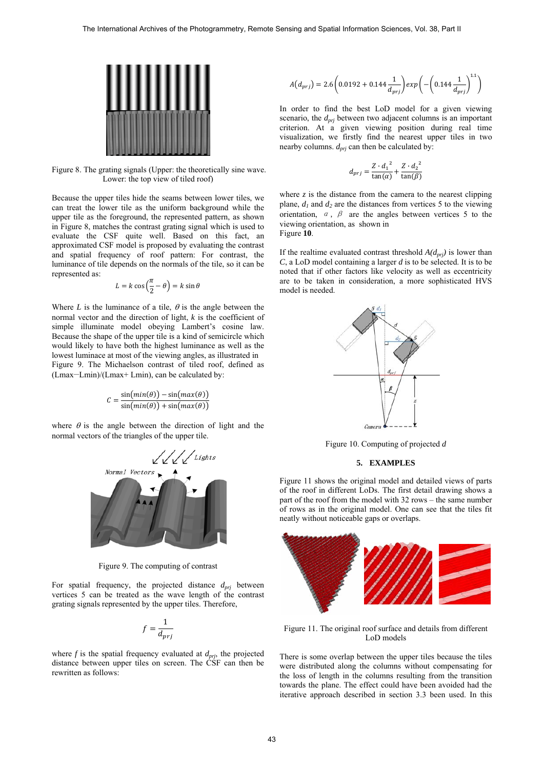Figure 8. The grating signals (Upper: the theoretically sine wave. Lower: the top view of tiled roof)

Because the upper tiles hide the seams between lower tiles, we can treat the lower tile as the uniform background while the upper tile as the foreground, the represented pattern, as shown in Figure 8, matches the contrast grating signal which is used to evaluate the CSF quite well. Based on this fact, an approximated CSF model is proposed by evaluating the contrast and spatial frequency of roof pattern: For contrast, the luminance of tile depends on the normals of the tile, so it can be represented as:

$$L = k\cos\left(\frac{\pi}{2} - \theta\right) = k\sin\theta$$

Where $L$ is the luminance of a tile, $\theta$ is the angle between the normal vector and the direction of light, $k$ is the coefficient of simple illuminate model obeying Lambert's cosine law. Because the shape of the upper tile is a kind of semicircle which would likely to have both the highest luminance as well as the lowest luminace at most of the viewing angles, as illustrated in Figure 9. The Michaelson contrast of tiled roof, defined as (Lmax−Lmin)/(Lmax+ Lmin), can be calculated by:

$$C = \frac{\sin(min(\theta)) - \sin(max(\theta))}{\sin(min(\theta)) + \sin(max(\theta))}$$

where $\theta$ is the angle between the direction of light and the normal vectors of the triangles of the upper tile.

Figure 9. The computing of contrast

For spatial frequency, the projected distance $d_{prj}$ between vertices 5 can be treated as the wave length of the contrast grating signals represented by the upper tiles. Therefore,

$$f = \frac{1}{d_{prj}}$$

where $f$ is the spatial frequency evaluated at $d_{prj}$, the projected distance between upper tiles on screen. The CSF can then be rewritten as follows:

$$A(d_{prj}) = 2.6\left(0.0192 + 0.144\frac{1}{d_{prj}}\right)exp\left(-\left(0.144\frac{1}{d_{prj}}\right)^{1.1}\right)$$

In order to find the best LoD model for a given viewing scenario, the $d_{prj}$ between two adjacent columns is an important criterion. At a given viewing position during real time visualization, we firstly find the nearest upper tiles in two nearby columns. $d_{prj}$ can then be calculated by:

$$d_{prj} = \frac{Z \cdot {d_1}^2}{\tan(\alpha)} + \frac{Z \cdot {d_2}^2}{\tan(\beta)}$$

where $z$ is the distance from the camera to the nearest clipping plane, $d_1$ and $d_2$ are the distances from vertices 5 to the viewing orientation, $\alpha$, $\beta$ are the angles between vertices 5 to the viewing orientation, as shown in Figure 10.

If the realtime evaluated contrast threshold $A(d_{prj})$ is lower than $C$, a LoD model containing a larger $d$ is to be selected. It is to be noted that if other factors like velocity as well as eccentricity are to be taken in consideration, a more sophisticated HVS model is needed.

Figure 10. Computing of projected $d$

## 5. EXAMPLES

Figure 11 shows the original model and detailed views of parts of the roof in different LoDs. The first detail drawing shows a part of the roof from the model with 32 rows – the same number of rows as in the original model. One can see that the tiles fit neatly without noticeable gaps or overlaps.

Figure 11. The original roof surface and details from different LoD models

There is some overlap between the upper tiles because the tiles were distributed along the columns without compensating for the loss of length in the columns resulting from the transition towards the plane. The effect could have been avoided had the iterative approach described in section 3.3 been used. In this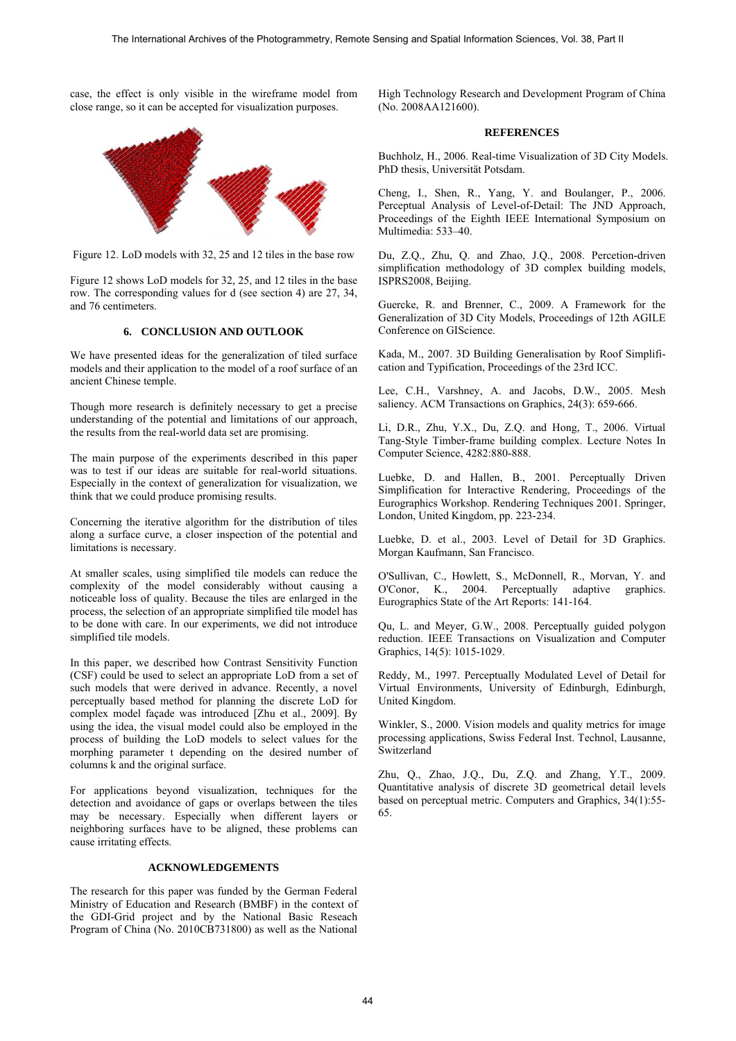case, the effect is only visible in the wireframe model from close range, so it can be accepted for visualization purposes.

Figure 12. LoD models with 32, 25 and 12 tiles in the base row

Figure 12 shows LoD models for 32, 25, and 12 tiles in the base row. The corresponding values for d (see section 4) are 27, 34, and 76 centimeters.

## 6. CONCLUSION AND OUTLOOK

We have presented ideas for the generalization of tiled surface models and their application to the model of a roof surface of an ancient Chinese temple.

Though more research is definitely necessary to get a precise understanding of the potential and limitations of our approach, the results from the real-world data set are promising.

The main purpose of the experiments described in this paper was to test if our ideas are suitable for real-world situations. Especially in the context of generalization for visualization, we think that we could produce promising results.

Concerning the iterative algorithm for the distribution of tiles along a surface curve, a closer inspection of the potential and limitations is necessary.

At smaller scales, using simplified tile models can reduce the complexity of the model considerably without causing a noticeable loss of quality. Because the tiles are enlarged in the process, the selection of an appropriate simplified tile model has to be done with care. In our experiments, we did not introduce simplified tile models.

In this paper, we described how Contrast Sensitivity Function (CSF) could be used to select an appropriate LoD from a set of such models that were derived in advance. Recently, a novel perceptually based method for planning the discrete LoD for complex model façade was introduced [Zhu et al., 2009]. By using the idea, the visual model could also be employed in the process of building the LoD models to select values for the morphing parameter t depending on the desired number of columns k and the original surface.

For applications beyond visualization, techniques for the detection and avoidance of gaps or overlaps between the tiles may be necessary. Especially when different layers or neighboring surfaces have to be aligned, these problems can cause irritating effects.

## ACKNOWLEDGEMENTS

The research for this paper was funded by the German Federal Ministry of Education and Research (BMBF) in the context of the GDI-Grid project and by the National Basic Reseach Program of China (No. 2010CB731800) as well as the National High Technology Research and Development Program of China (No. 2008AA121600).

## REFERENCES

Buchholz, H., 2006. Real-time Visualization of 3D City Models. PhD thesis, Universität Potsdam.

Cheng, I., Shen, R., Yang, Y. and Boulanger, P., 2006. Perceptual Analysis of Level-of-Detail: The JND Approach, Proceedings of the Eighth IEEE International Symposium on Multimedia: 533–40.

Du, Z.Q., Zhu, Q. and Zhao, J.Q., 2008. Percetion-driven simplification methodology of 3D complex building models, ISPRS2008, Beijing.

Guercke, R. and Brenner, C., 2009. A Framework for the Generalization of 3D City Models, Proceedings of 12th AGILE Conference on GIScience.

Kada, M., 2007. 3D Building Generalisation by Roof Simplification and Typification, Proceedings of the 23rd ICC.

Lee, C.H., Varshney, A. and Jacobs, D.W., 2005. Mesh saliency. ACM Transactions on Graphics, 24(3): 659-666.

Li, D.R., Zhu, Y.X., Du, Z.Q. and Hong, T., 2006. Virtual Tang-Style Timber-frame building complex. Lecture Notes In Computer Science, 4282:880-888.

Luebke, D. and Hallen, B., 2001. Perceptually Driven Simplification for Interactive Rendering, Proceedings of the Eurographics Workshop. Rendering Techniques 2001. Springer, London, United Kingdom, pp. 223-234.

Luebke, D. et al., 2003. Level of Detail for 3D Graphics. Morgan Kaufmann, San Francisco.

O'Sullivan, C., Howlett, S., McDonnell, R., Morvan, Y. and O'Conor, K., 2004. Perceptually adaptive graphics. Eurographics State of the Art Reports: 141-164.

Qu, L. and Meyer, G.W., 2008. Perceptually guided polygon reduction. IEEE Transactions on Visualization and Computer Graphics, 14(5): 1015-1029.

Reddy, M., 1997. Perceptually Modulated Level of Detail for Virtual Environments, University of Edinburgh, Edinburgh, United Kingdom.

Winkler, S., 2000. Vision models and quality metrics for image processing applications, Swiss Federal Inst. Technol, Lausanne, Switzerland

Zhu, Q., Zhao, J.Q., Du, Z.Q. and Zhang, Y.T., 2009. Quantitative analysis of discrete 3D geometrical detail levels based on perceptual metric. Computers and Graphics, 34(1):55-65.